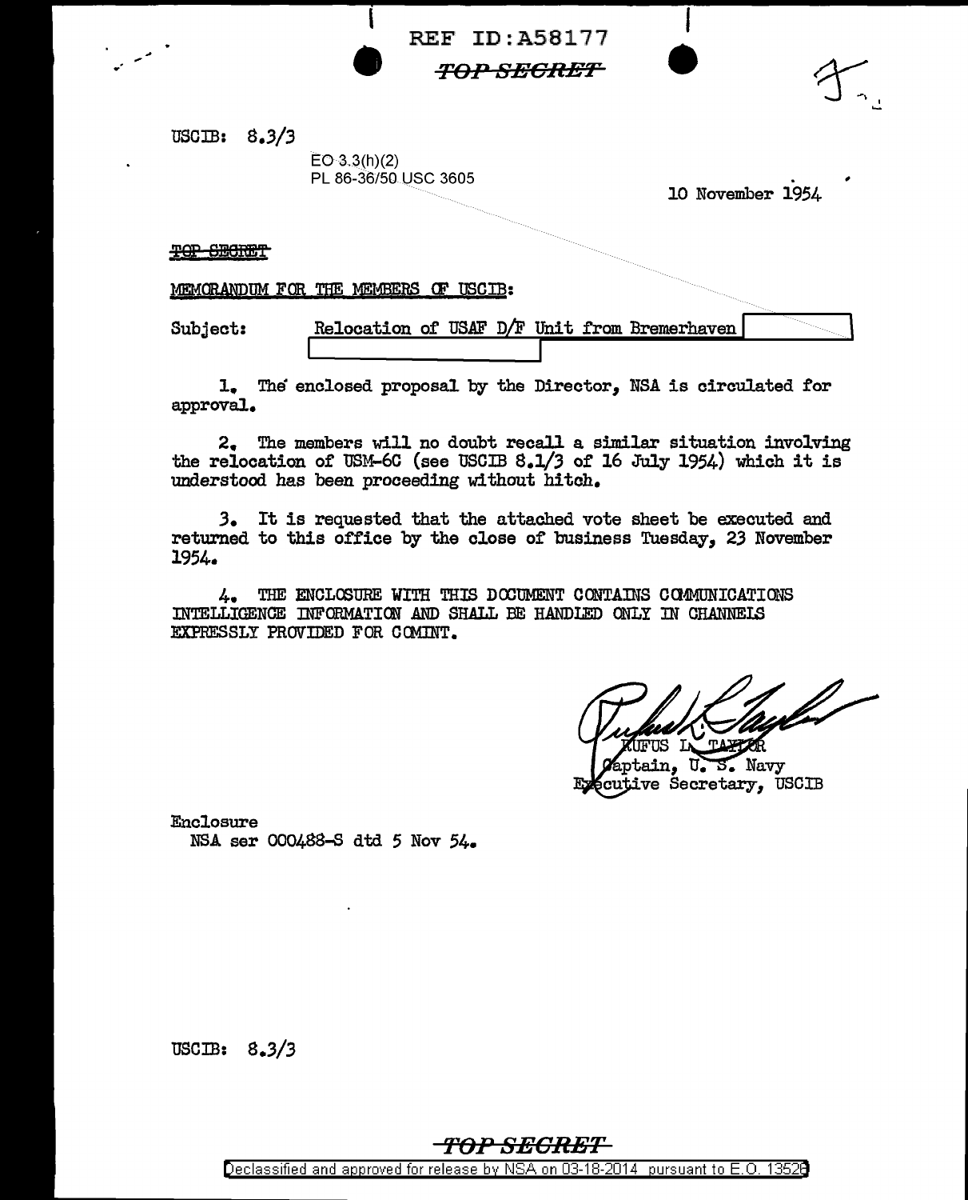REF ID:A58177

~~TOP SECRET~~

USCIB: 8.3/3

EO 3.3(h)(2)
PL 86-36/50 USC 3605

10 November 1954

~~TOP SECRET~~

MEMORANDUM FOR THE MEMBERS OF USCIB:

Subject: Relocation of USAF D/F Unit from Bremerhaven [redacted]
[redacted]

1. The enclosed proposal by the Director, NSA is circulated for approval.

2. The members will no doubt recall a similar situation involving the relocation of USM-6C (see USCIB 8.1/3 of 16 July 1954) which it is understood has been proceeding without hitch.

3. It is requested that the attached vote sheet be executed and returned to this office by the close of business Tuesday, 23 November 1954.

4. THE ENCLOSURE WITH THIS DOCUMENT CONTAINS COMMUNICATIONS INTELLIGENCE INFORMATION AND SHALL BE HANDLED ONLY IN CHANNELS EXPRESSLY PROVIDED FOR COMINT.

RUFUS L. TAYLOR
Captain, U. S. Navy
Executive Secretary, USCIB

Enclosure
NSA ser 000488-S dtd 5 Nov 54.

USCIB: 8.3/3

~~TOP SECRET~~

Declassified and approved for release by NSA on 03-18-2014 pursuant to E.O. 13526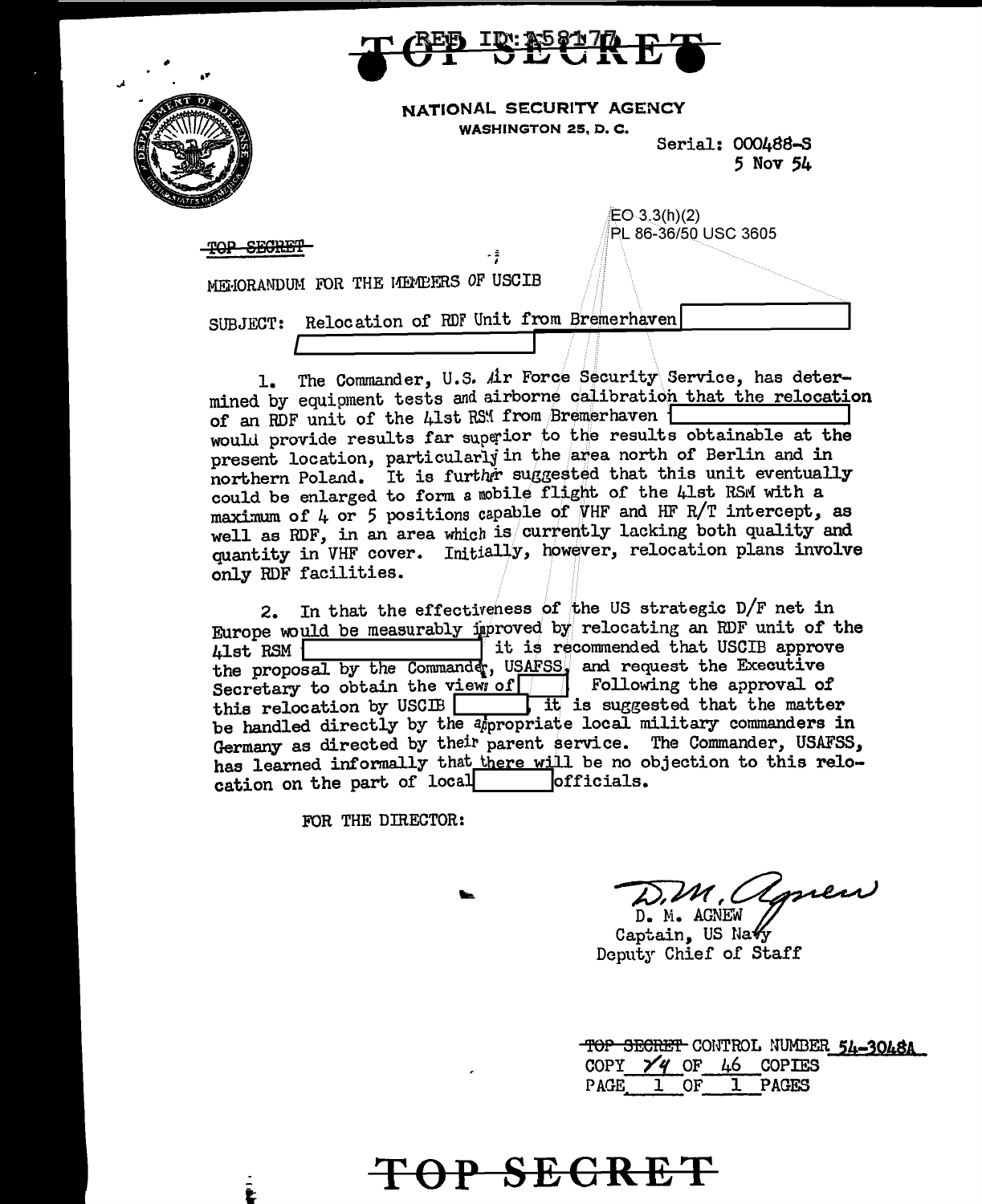TOP SECRET

REF ID: A58177

NATIONAL SECURITY AGENCY
WASHINGTON 25, D. C.

Serial: 000488-S
5 Nov 54

EO 3.3(h)(2)
PL 86-36/50 USC 3605

~~TOP SECRET~~

MEMORANDUM FOR THE MEMBERS OF USCIB

SUBJECT: Relocation of RDF Unit from Bremerhaven [ ]
[ ]

1. The Commander, U.S. Air Force Security Service, has determined by equipment tests and airborne calibration that the relocation of an RDF unit of the 41st RSM from Bremerhaven [ ] would provide results far superior to the results obtainable at the present location, particularly in the area north of Berlin and in northern Poland. It is further suggested that this unit eventually could be enlarged to form a mobile flight of the 41st RSM with a maximum of 4 or 5 positions capable of VHF and HF R/T intercept, as well as RDF, in an area which is currently lacking both quality and quantity in VHF cover. Initially, however, relocation plans involve only RDF facilities.

2. In that the effectiveness of the US strategic D/F net in Europe would be measurably improved by relocating an RDF unit of the 41st RSM [ ] it is recommended that USCIB approve the proposal by the Commander, USAFSS, and request the Executive Secretary to obtain the views of [ ] Following the approval of this relocation by USCIB [ ], it is suggested that the matter be handled directly by the appropriate local military commanders in Germany as directed by their parent service. The Commander, USAFSS, has learned informally that there will be no objection to this relocation on the part of local [ ] officials.

FOR THE DIRECTOR:

D. M. Agnew
D. M. AGNEW
Captain, US Navy
Deputy Chief of Staff

~~TOP SECRET~~ CONTROL NUMBER 54-3048A
COPY 14 OF 46 COPIES
PAGE 1 OF 1 PAGES

TOP SECRET